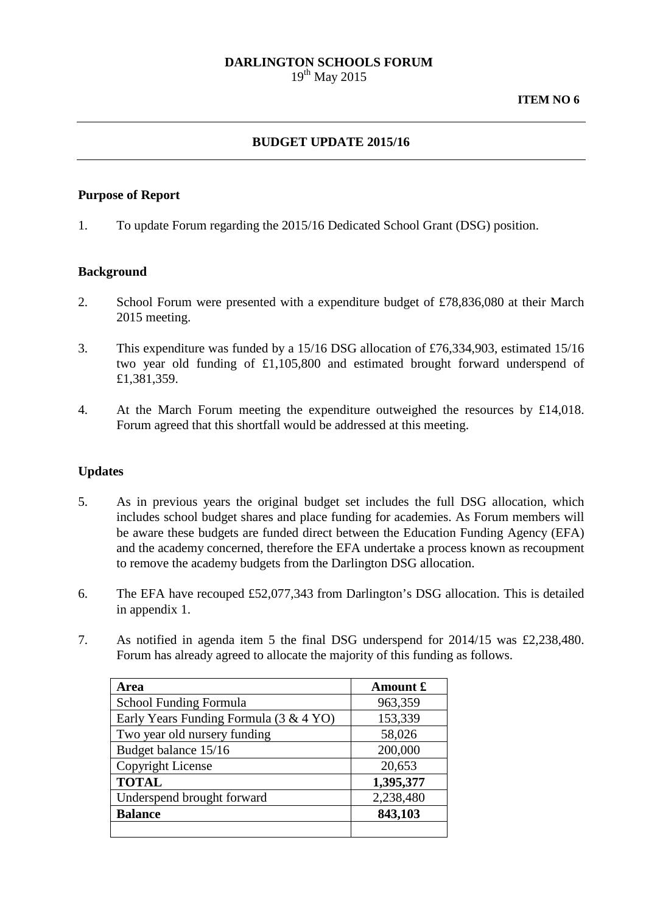**DARLINGTON SCHOOLS FORUM**
19th May 2015

**ITEM NO 6**

---

## BUDGET UPDATE 2015/16

---

### Purpose of Report

1. To update Forum regarding the 2015/16 Dedicated School Grant (DSG) position.

### Background

2. School Forum were presented with a expenditure budget of £78,836,080 at their March 2015 meeting.

3. This expenditure was funded by a 15/16 DSG allocation of £76,334,903, estimated 15/16 two year old funding of £1,105,800 and estimated brought forward underspend of £1,381,359.

4. At the March Forum meeting the expenditure outweighed the resources by £14,018. Forum agreed that this shortfall would be addressed at this meeting.

### Updates

5. As in previous years the original budget set includes the full DSG allocation, which includes school budget shares and place funding for academies. As Forum members will be aware these budgets are funded direct between the Education Funding Agency (EFA) and the academy concerned, therefore the EFA undertake a process known as recoupment to remove the academy budgets from the Darlington DSG allocation.

6. The EFA have recouped £52,077,343 from Darlington's DSG allocation. This is detailed in appendix 1.

7. As notified in agenda item 5 the final DSG underspend for 2014/15 was £2,238,480. Forum has already agreed to allocate the majority of this funding as follows.

| Area | Amount £ |
|---|---|
| School Funding Formula | 963,359 |
| Early Years Funding Formula (3 & 4 YO) | 153,339 |
| Two year old nursery funding | 58,026 |
| Budget balance 15/16 | 200,000 |
| Copyright License | 20,653 |
| **TOTAL** | **1,395,377** |
| Underspend brought forward | 2,238,480 |
| **Balance** | **843,103** |
| | |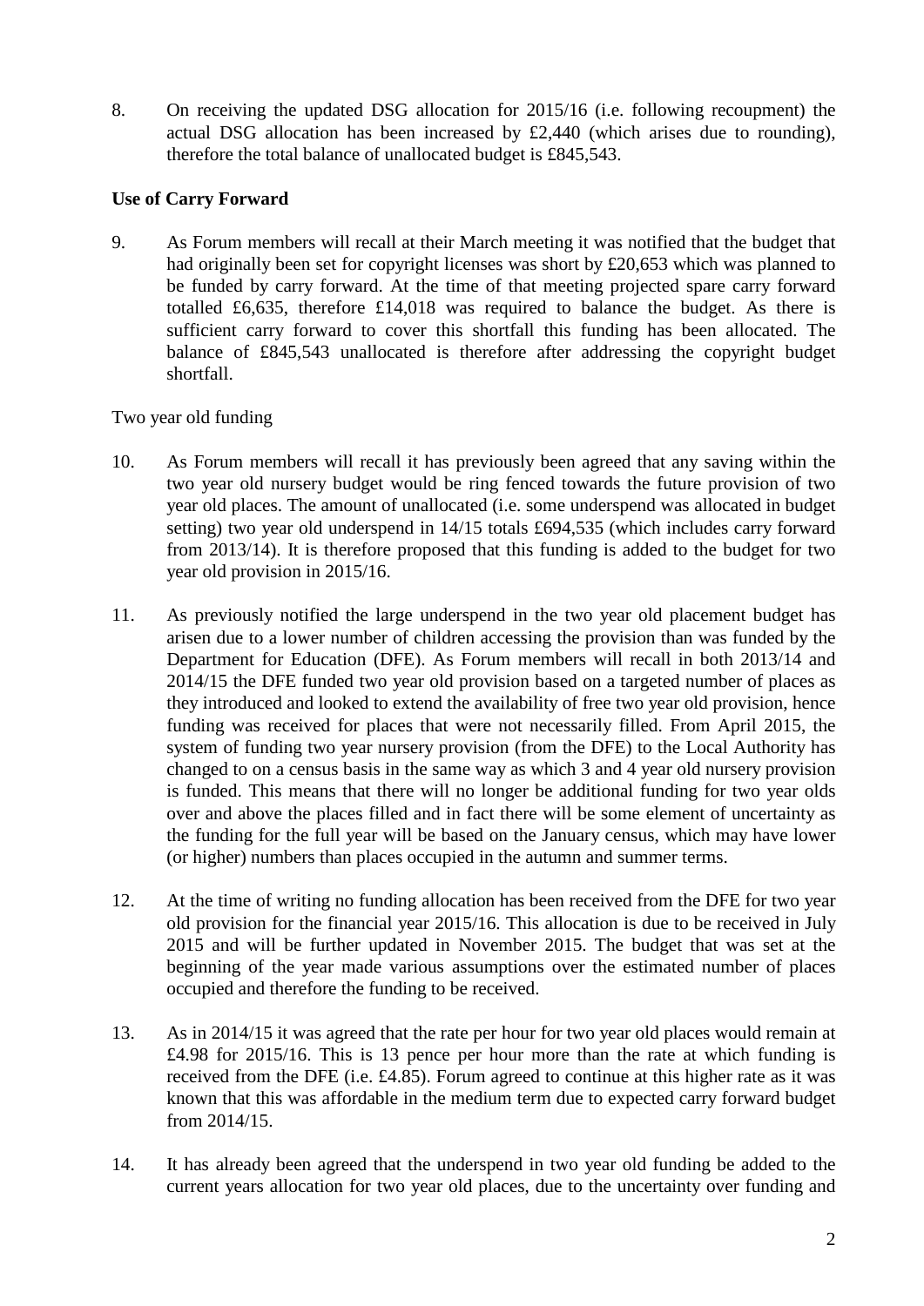8. On receiving the updated DSG allocation for 2015/16 (i.e. following recoupment) the actual DSG allocation has been increased by £2,440 (which arises due to rounding), therefore the total balance of unallocated budget is £845,543.

**Use of Carry Forward**

9. As Forum members will recall at their March meeting it was notified that the budget that had originally been set for copyright licenses was short by £20,653 which was planned to be funded by carry forward. At the time of that meeting projected spare carry forward totalled £6,635, therefore £14,018 was required to balance the budget. As there is sufficient carry forward to cover this shortfall this funding has been allocated. The balance of £845,543 unallocated is therefore after addressing the copyright budget shortfall.

Two year old funding

10. As Forum members will recall it has previously been agreed that any saving within the two year old nursery budget would be ring fenced towards the future provision of two year old places. The amount of unallocated (i.e. some underspend was allocated in budget setting) two year old underspend in 14/15 totals £694,535 (which includes carry forward from 2013/14). It is therefore proposed that this funding is added to the budget for two year old provision in 2015/16.

11. As previously notified the large underspend in the two year old placement budget has arisen due to a lower number of children accessing the provision than was funded by the Department for Education (DFE). As Forum members will recall in both 2013/14 and 2014/15 the DFE funded two year old provision based on a targeted number of places as they introduced and looked to extend the availability of free two year old provision, hence funding was received for places that were not necessarily filled. From April 2015, the system of funding two year nursery provision (from the DFE) to the Local Authority has changed to on a census basis in the same way as which 3 and 4 year old nursery provision is funded. This means that there will no longer be additional funding for two year olds over and above the places filled and in fact there will be some element of uncertainty as the funding for the full year will be based on the January census, which may have lower (or higher) numbers than places occupied in the autumn and summer terms.

12. At the time of writing no funding allocation has been received from the DFE for two year old provision for the financial year 2015/16. This allocation is due to be received in July 2015 and will be further updated in November 2015. The budget that was set at the beginning of the year made various assumptions over the estimated number of places occupied and therefore the funding to be received.

13. As in 2014/15 it was agreed that the rate per hour for two year old places would remain at £4.98 for 2015/16. This is 13 pence per hour more than the rate at which funding is received from the DFE (i.e. £4.85). Forum agreed to continue at this higher rate as it was known that this was affordable in the medium term due to expected carry forward budget from 2014/15.

14. It has already been agreed that the underspend in two year old funding be added to the current years allocation for two year old places, due to the uncertainty over funding and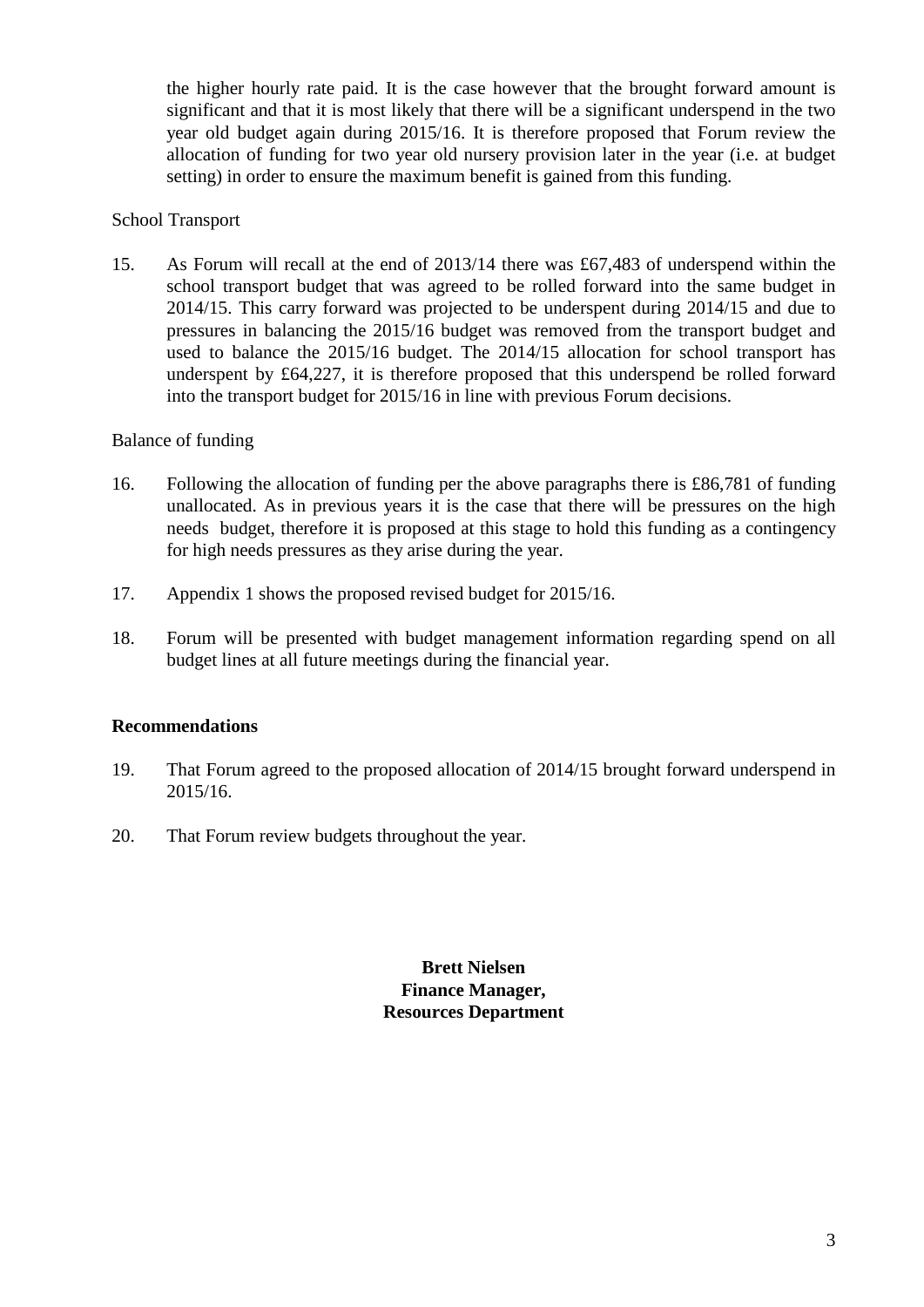the higher hourly rate paid. It is the case however that the brought forward amount is significant and that it is most likely that there will be a significant underspend in the two year old budget again during 2015/16. It is therefore proposed that Forum review the allocation of funding for two year old nursery provision later in the year (i.e. at budget setting) in order to ensure the maximum benefit is gained from this funding.

School Transport

15. As Forum will recall at the end of 2013/14 there was £67,483 of underspend within the school transport budget that was agreed to be rolled forward into the same budget in 2014/15. This carry forward was projected to be underspent during 2014/15 and due to pressures in balancing the 2015/16 budget was removed from the transport budget and used to balance the 2015/16 budget. The 2014/15 allocation for school transport has underspent by £64,227, it is therefore proposed that this underspend be rolled forward into the transport budget for 2015/16 in line with previous Forum decisions.

Balance of funding

16. Following the allocation of funding per the above paragraphs there is £86,781 of funding unallocated. As in previous years it is the case that there will be pressures on the high needs budget, therefore it is proposed at this stage to hold this funding as a contingency for high needs pressures as they arise during the year.

17. Appendix 1 shows the proposed revised budget for 2015/16.

18. Forum will be presented with budget management information regarding spend on all budget lines at all future meetings during the financial year.

**Recommendations**

19. That Forum agreed to the proposed allocation of 2014/15 brought forward underspend in 2015/16.

20. That Forum review budgets throughout the year.

**Brett Nielsen**
**Finance Manager,**
**Resources Department**